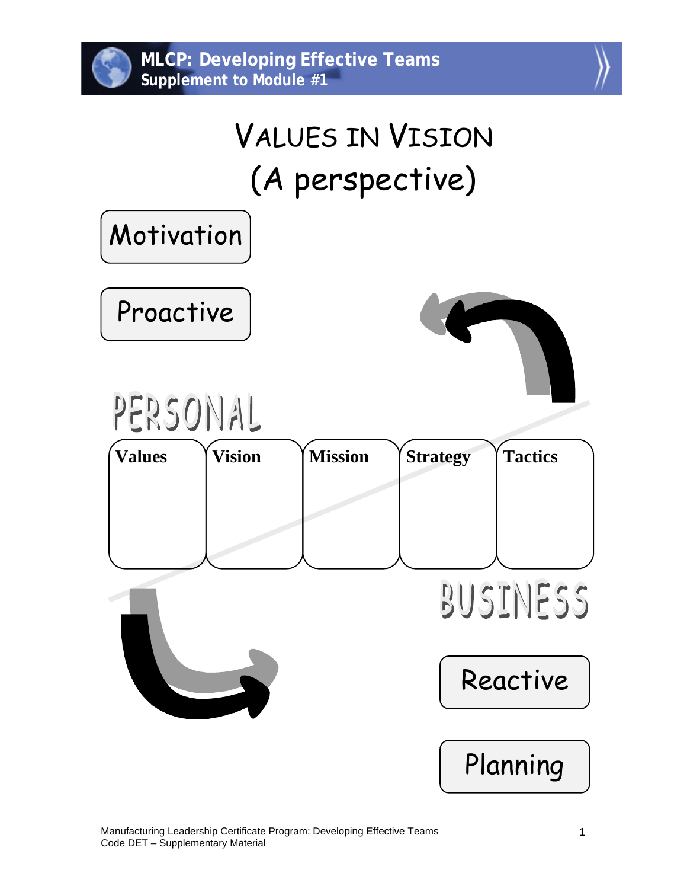# VALUES IN VISION
## (A perspective)

Motivation

Proactive

PERSONAL

| Values | Vision | Mission | Strategy | Tactics |
|---|---|---|---|---|
| | | | | |

BUSINESS

Reactive

Planning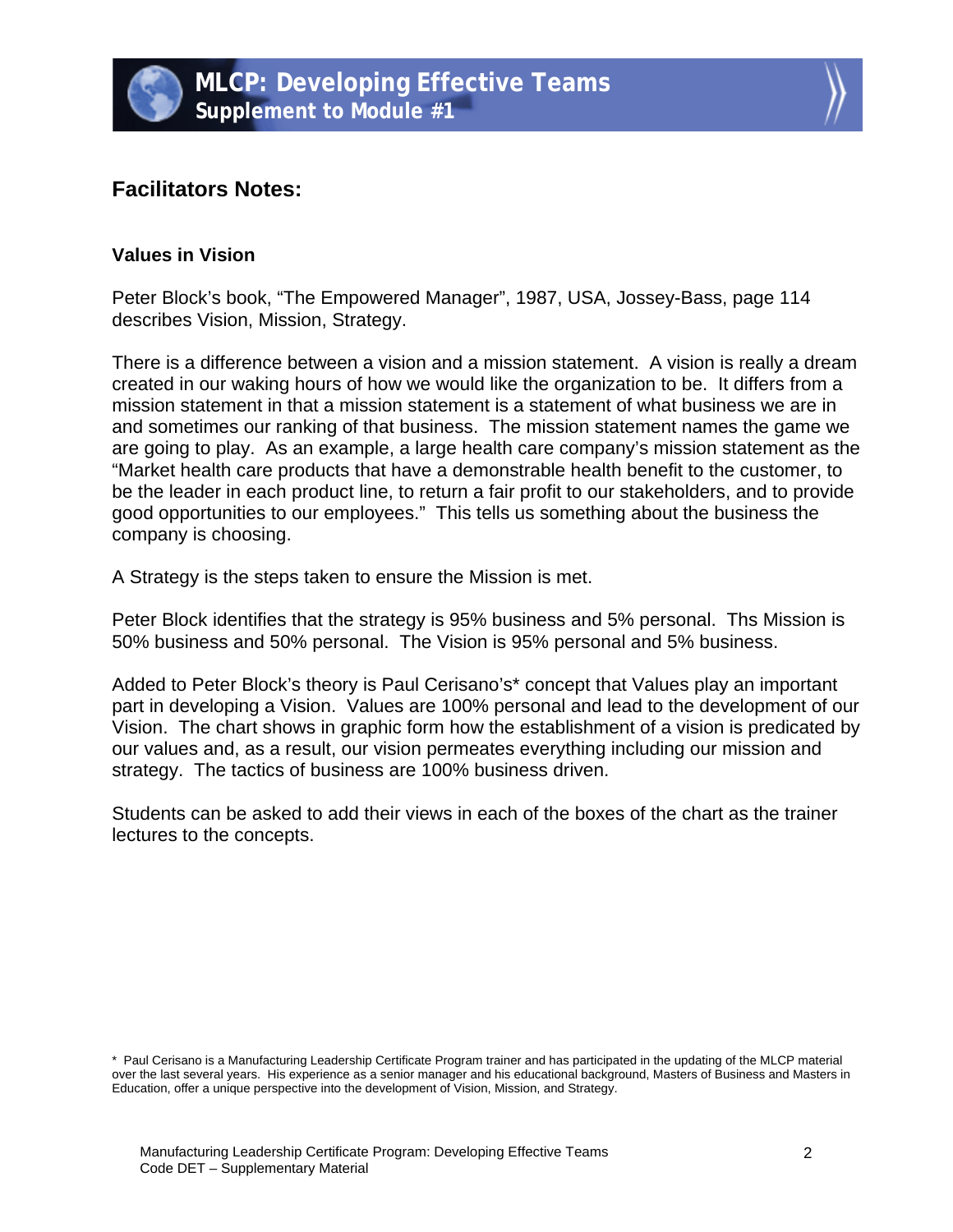## Facilitators Notes:

### Values in Vision

Peter Block's book, "The Empowered Manager", 1987, USA, Jossey-Bass, page 114 describes Vision, Mission, Strategy.

There is a difference between a vision and a mission statement. A vision is really a dream created in our waking hours of how we would like the organization to be. It differs from a mission statement in that a mission statement is a statement of what business we are in and sometimes our ranking of that business. The mission statement names the game we are going to play. As an example, a large health care company's mission statement as the "Market health care products that have a demonstrable health benefit to the customer, to be the leader in each product line, to return a fair profit to our stakeholders, and to provide good opportunities to our employees." This tells us something about the business the company is choosing.

A Strategy is the steps taken to ensure the Mission is met.

Peter Block identifies that the strategy is 95% business and 5% personal. Ths Mission is 50% business and 50% personal. The Vision is 95% personal and 5% business.

Added to Peter Block's theory is Paul Cerisano's* concept that Values play an important part in developing a Vision. Values are 100% personal and lead to the development of our Vision. The chart shows in graphic form how the establishment of a vision is predicated by our values and, as a result, our vision permeates everything including our mission and strategy. The tactics of business are 100% business driven.

Students can be asked to add their views in each of the boxes of the chart as the trainer lectures to the concepts.

\* Paul Cerisano is a Manufacturing Leadership Certificate Program trainer and has participated in the updating of the MLCP material over the last several years. His experience as a senior manager and his educational background, Masters of Business and Masters in Education, offer a unique perspective into the development of Vision, Mission, and Strategy.